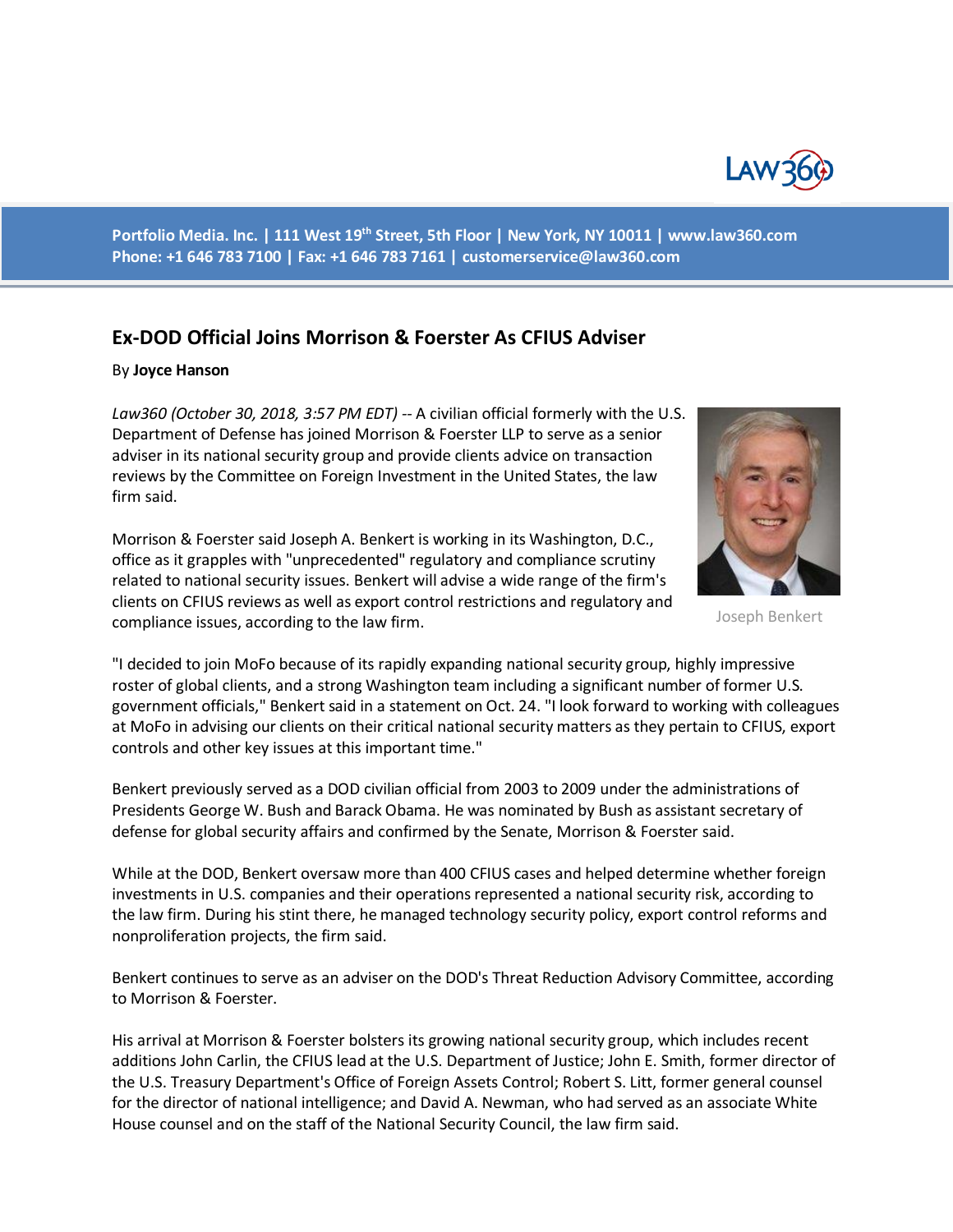Portfolio Media. Inc. | 111 West 19th Street, 5th Floor | New York, NY 10011 | www.law360.com
Phone: +1 646 783 7100 | Fax: +1 646 783 7161 | customerservice@law360.com

## Ex-DOD Official Joins Morrison & Foerster As CFIUS Adviser

By **Joyce Hanson**

*Law360 (October 30, 2018, 3:57 PM EDT)* -- A civilian official formerly with the U.S. Department of Defense has joined Morrison & Foerster LLP to serve as a senior adviser in its national security group and provide clients advice on transaction reviews by the Committee on Foreign Investment in the United States, the law firm said.

Joseph Benkert

Morrison & Foerster said Joseph A. Benkert is working in its Washington, D.C., office as it grapples with "unprecedented" regulatory and compliance scrutiny related to national security issues. Benkert will advise a wide range of the firm's clients on CFIUS reviews as well as export control restrictions and regulatory and compliance issues, according to the law firm.

"I decided to join MoFo because of its rapidly expanding national security group, highly impressive roster of global clients, and a strong Washington team including a significant number of former U.S. government officials," Benkert said in a statement on Oct. 24. "I look forward to working with colleagues at MoFo in advising our clients on their critical national security matters as they pertain to CFIUS, export controls and other key issues at this important time."

Benkert previously served as a DOD civilian official from 2003 to 2009 under the administrations of Presidents George W. Bush and Barack Obama. He was nominated by Bush as assistant secretary of defense for global security affairs and confirmed by the Senate, Morrison & Foerster said.

While at the DOD, Benkert oversaw more than 400 CFIUS cases and helped determine whether foreign investments in U.S. companies and their operations represented a national security risk, according to the law firm. During his stint there, he managed technology security policy, export control reforms and nonproliferation projects, the firm said.

Benkert continues to serve as an adviser on the DOD's Threat Reduction Advisory Committee, according to Morrison & Foerster.

His arrival at Morrison & Foerster bolsters its growing national security group, which includes recent additions John Carlin, the CFIUS lead at the U.S. Department of Justice; John E. Smith, former director of the U.S. Treasury Department's Office of Foreign Assets Control; Robert S. Litt, former general counsel for the director of national intelligence; and David A. Newman, who had served as an associate White House counsel and on the staff of the National Security Council, the law firm said.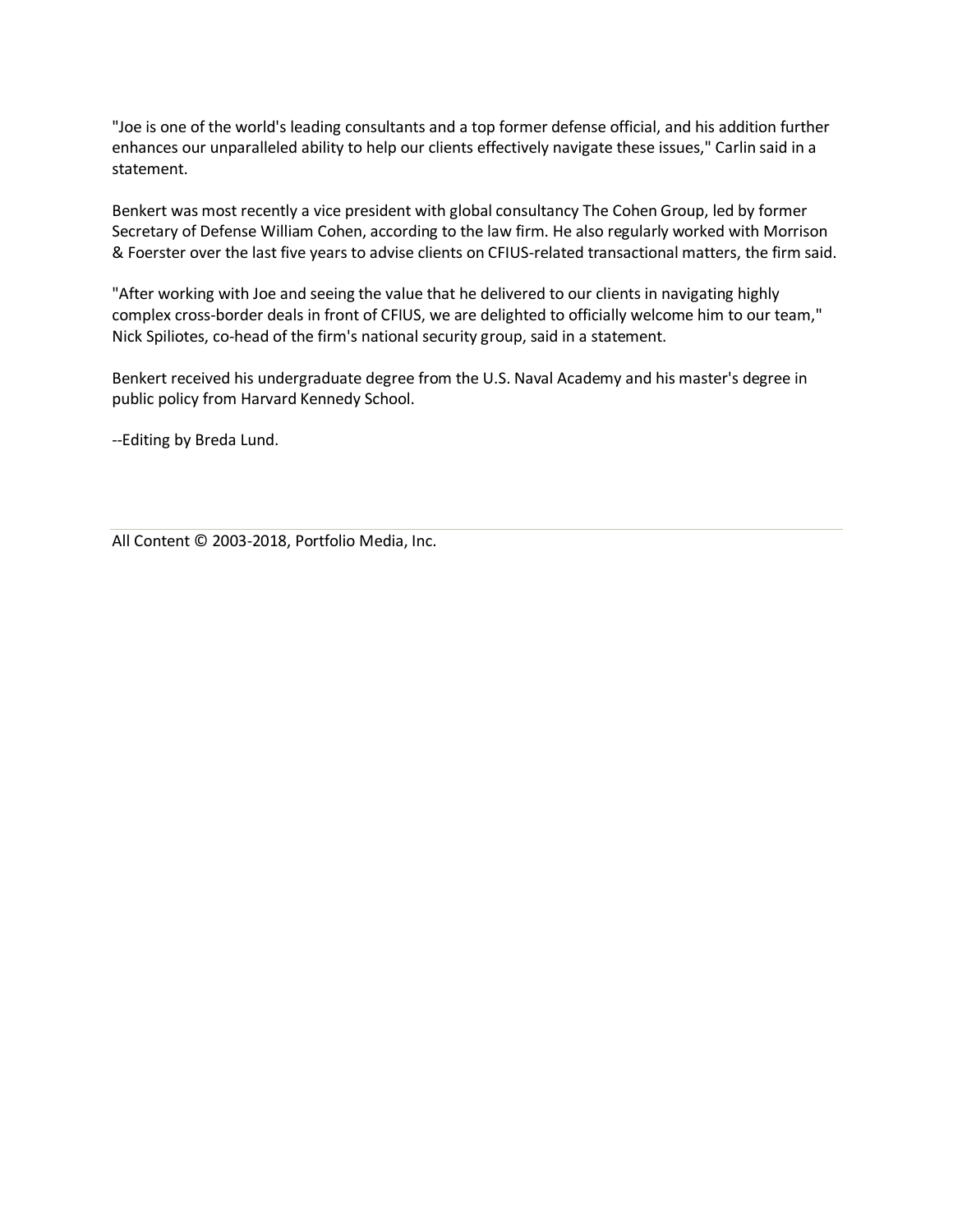"Joe is one of the world's leading consultants and a top former defense official, and his addition further enhances our unparalleled ability to help our clients effectively navigate these issues," Carlin said in a statement.

Benkert was most recently a vice president with global consultancy The Cohen Group, led by former Secretary of Defense William Cohen, according to the law firm. He also regularly worked with Morrison & Foerster over the last five years to advise clients on CFIUS-related transactional matters, the firm said.

"After working with Joe and seeing the value that he delivered to our clients in navigating highly complex cross-border deals in front of CFIUS, we are delighted to officially welcome him to our team," Nick Spiliotes, co-head of the firm's national security group, said in a statement.

Benkert received his undergraduate degree from the U.S. Naval Academy and his master's degree in public policy from Harvard Kennedy School.

--Editing by Breda Lund.

All Content © 2003-2018, Portfolio Media, Inc.